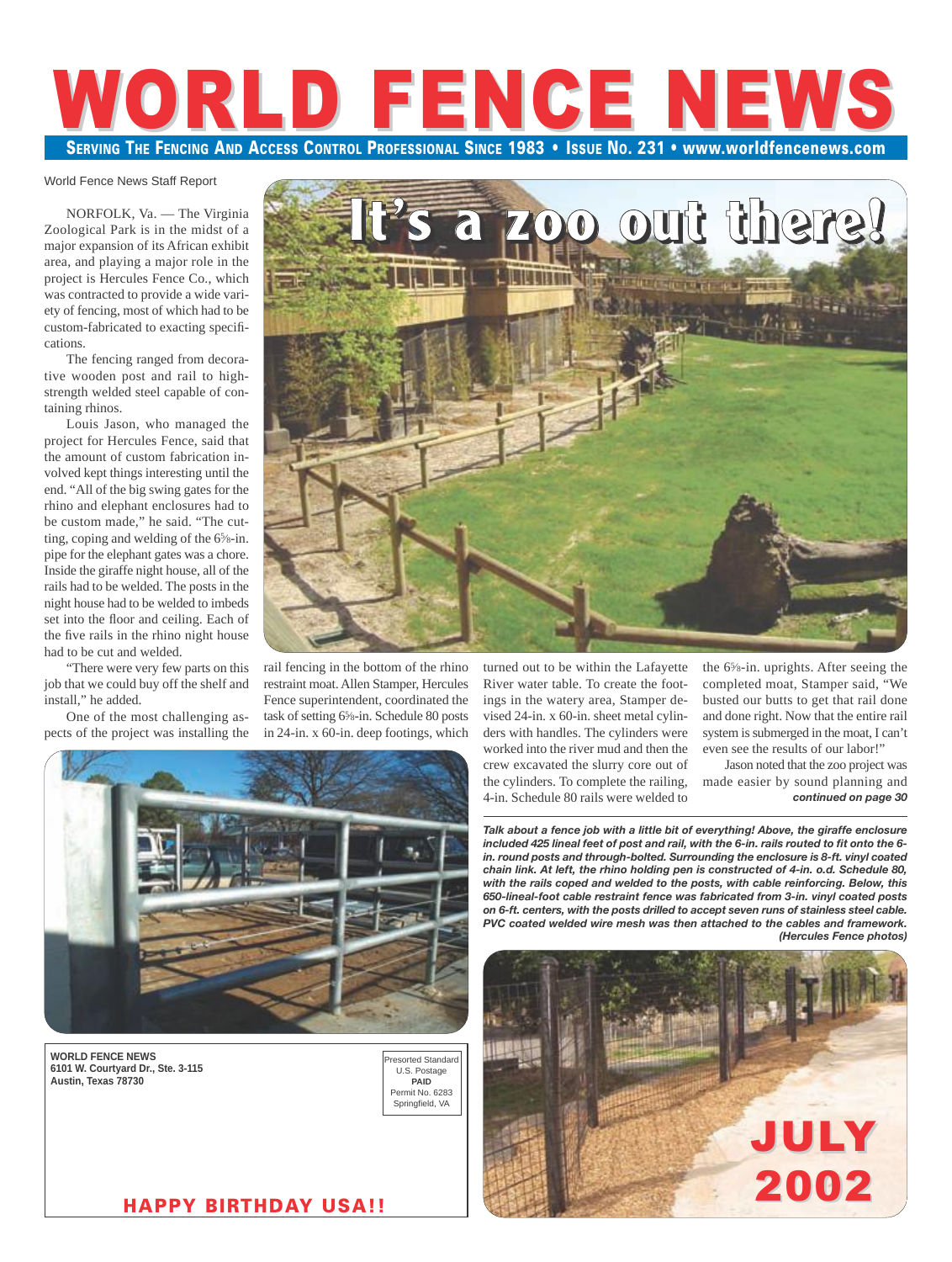# WORLD FENCE NEWS

**SERVING THE FENCING AND ACCESS CONTROL PROFESSIONAL SINCE 1983 • ISSUE NO. 231 • www.worldfencenews.com**

## It's a zoo out there!

World Fence News Staff Report

NORFOLK, Va. — The Virginia Zoological Park is in the midst of a major expansion of its African exhibit area, and playing a major role in the project is Hercules Fence Co., which was contracted to provide a wide variety of fencing, most of which had to be custom-fabricated to exacting specifications.

The fencing ranged from decorative wooden post and rail to high-strength welded steel capable of containing rhinos.

Louis Jason, who managed the project for Hercules Fence, said that the amount of custom fabrication involved kept things interesting until the end. "All of the big swing gates for the rhino and elephant enclosures had to be custom made," he said. "The cutting, coping and welding of the 6⅝-in. pipe for the elephant gates was a chore. Inside the giraffe night house, all of the rails had to be welded. The posts in the night house had to be welded to imbeds set into the floor and ceiling. Each of the five rails in the rhino night house had to be cut and welded.

"There were very few parts on this job that we could buy off the shelf and install," he added.

One of the most challenging aspects of the project was installing the rail fencing in the bottom of the rhino restraint moat. Allen Stamper, Hercules Fence superintendent, coordinated the task of setting 6⅝-in. Schedule 80 posts in 24-in. x 60-in. deep footings, which turned out to be within the Lafayette River water table. To create the footings in the watery area, Stamper devised 24-in. x 60-in. sheet metal cylinders with handles. The cylinders were worked into the river mud and then the crew excavated the slurry core out of the cylinders. To complete the railing, 4-in. Schedule 80 rails were welded to the 6⅝-in. uprights. After seeing the completed moat, Stamper said, "We busted our butts to get that rail done and done right. Now that the entire rail system is submerged in the moat, I can't even see the results of our labor!"

Jason noted that the zoo project was made easier by sound planning and

***continued on page 30***

***Talk about a fence job with a little bit of everything! Above, the giraffe enclosure included 425 lineal feet of post and rail, with the 6-in. rails routed to fit onto the 6-in. round posts and through-bolted. Surrounding the enclosure is 8-ft. vinyl coated chain link. At left, the rhino holding pen is constructed of 4-in. o.d. Schedule 80, with the rails coped and welded to the posts, with cable reinforcing. Below, this 650-lineal-foot cable restraint fence was fabricated from 3-in. vinyl coated posts on 6-ft. centers, with the posts drilled to accept seven runs of stainless steel cable. PVC coated welded wire mesh was then attached to the cables and framework. (Hercules Fence photos)***

**WORLD FENCE NEWS**
**6101 W. Courtyard Dr., Ste. 3-115**
**Austin, Texas 78730**

Presorted Standard
U.S. Postage
**PAID**
Permit No. 6283
Springfield, VA

**HAPPY BIRTHDAY USA!!**

**JULY 2002**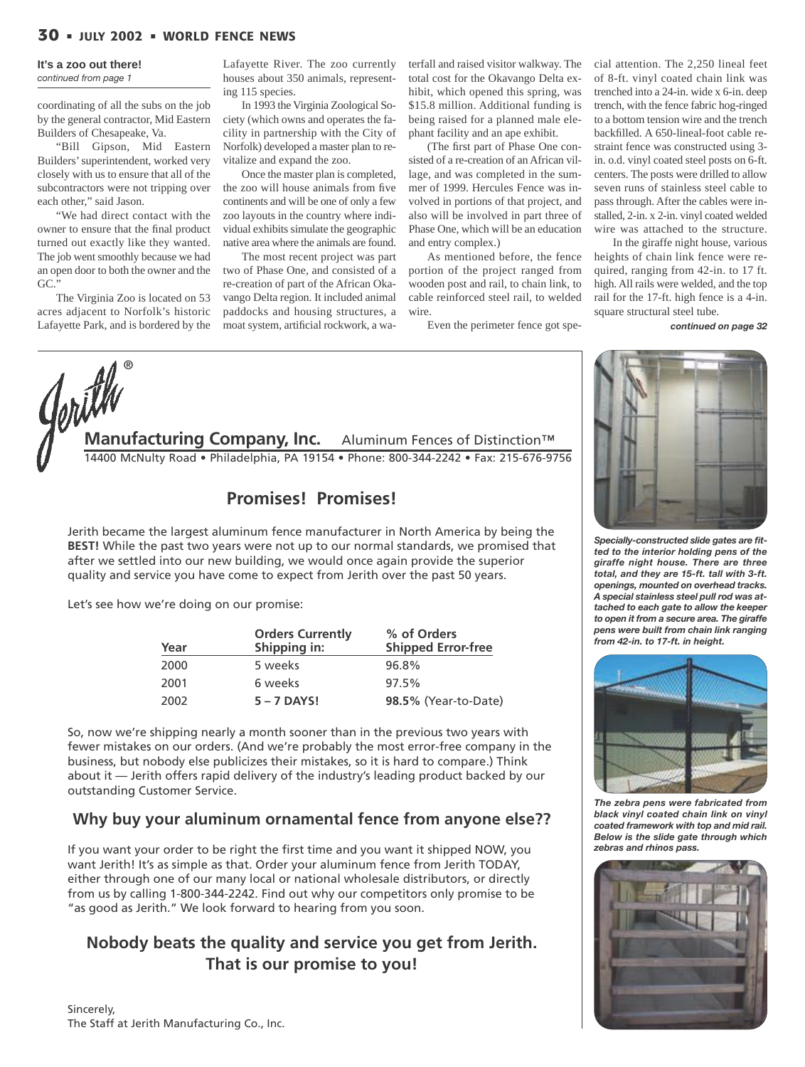**It's a zoo out there!**
*continued from page 1*

coordinating of all the subs on the job by the general contractor, Mid Eastern Builders of Chesapeake, Va.

"Bill Gipson, Mid Eastern Builders' superintendent, worked very closely with us to ensure that all of the subcontractors were not tripping over each other," said Jason.

"We had direct contact with the owner to ensure that the final product turned out exactly like they wanted. The job went smoothly because we had an open door to both the owner and the GC."

The Virginia Zoo is located on 53 acres adjacent to Norfolk's historic Lafayette Park, and is bordered by the Lafayette River. The zoo currently houses about 350 animals, representing 115 species.

In 1993 the Virginia Zoological Society (which owns and operates the facility in partnership with the City of Norfolk) developed a master plan to revitalize and expand the zoo.

Once the master plan is completed, the zoo will house animals from five continents and will be one of only a few zoo layouts in the country where individual exhibits simulate the geographic native area where the animals are found.

The most recent project was part two of Phase One, and consisted of a re-creation of part of the African Okavango Delta region. It included animal paddocks and housing structures, a moat system, artificial rockwork, a waterfall and raised visitor walkway. The total cost for the Okavango Delta exhibit, which opened this spring, was $15.8 million. Additional funding is being raised for a planned male elephant facility and an ape exhibit.

(The first part of Phase One consisted of a re-creation of an African village, and was completed in the summer of 1999. Hercules Fence was involved in portions of that project, and also will be involved in part three of Phase One, which will be an education and entry complex.)

As mentioned before, the fence portion of the project ranged from wooden post and rail, to chain link, to cable reinforced steel rail, to welded wire.

Even the perimeter fence got special attention. The 2,250 lineal feet of 8-ft. vinyl coated chain link was trenched into a 24-in. wide x 6-in. deep trench, with the fence fabric hog-ringed to a bottom tension wire and the trench backfilled. A 650-lineal-foot cable restraint fence was constructed using 3-in. o.d. vinyl coated steel posts on 6-ft. centers. The posts were drilled to allow seven runs of stainless steel cable to pass through. After the cables were installed, 2-in. x 2-in. vinyl coated welded wire was attached to the structure.

In the giraffe night house, various heights of chain link fence were required, ranging from 42-in. to 17 ft. high. All rails were welded, and the top rail for the 17-ft. high fence is a 4-in. square structural steel tube.

***continued on page 32***

*Specially-constructed slide gates are fitted to the interior holding pens of the giraffe night house. There are three total, and they are 15-ft. tall with 3-ft. openings, mounted on overhead tracks. A special stainless steel pull rod was attached to each gate to allow the keeper to open it from a secure area. The giraffe pens were built from chain link ranging from 42-in. to 17-ft. in height.*

*The zebra pens were fabricated from black vinyl coated chain link on vinyl coated framework with top and mid rail. Below is the slide gate through which zebras and rhinos pass.*

---

**Jerith® Manufacturing Company, Inc.** Aluminum Fences of Distinction™

14400 McNulty Road • Philadelphia, PA 19154 • Phone: 800-344-2242 • Fax: 215-676-9756

## Promises! Promises!

Jerith became the largest aluminum fence manufacturer in North America by being the **BEST!** While the past two years were not up to our normal standards, we promised that after we settled into our new building, we would once again provide the superior quality and service you have come to expect from Jerith over the past 50 years.

Let's see how we're doing on our promise:

| Year | Orders Currently Shipping in: | % of Orders Shipped Error-free |
|---|---|---|
| 2000 | 5 weeks | 96.8% |
| 2001 | 6 weeks | 97.5% |
| 2002 | **5 – 7 DAYS!** | **98.5%** (Year-to-Date) |

So, now we're shipping nearly a month sooner than in the previous two years with fewer mistakes on our orders. (And we're probably the most error-free company in the business, but nobody else publicizes their mistakes, so it is hard to compare.) Think about it — Jerith offers rapid delivery of the industry's leading product backed by our outstanding Customer Service.

### Why buy your aluminum ornamental fence from anyone else??

If you want your order to be right the first time and you want it shipped NOW, you want Jerith! It's as simple as that. Order your aluminum fence from Jerith TODAY, either through one of our many local or national wholesale distributors, or directly from us by calling 1-800-344-2242. Find out why our competitors only promise to be "as good as Jerith." We look forward to hearing from you soon.

### Nobody beats the quality and service you get from Jerith. That is our promise to you!

Sincerely,
The Staff at Jerith Manufacturing Co., Inc.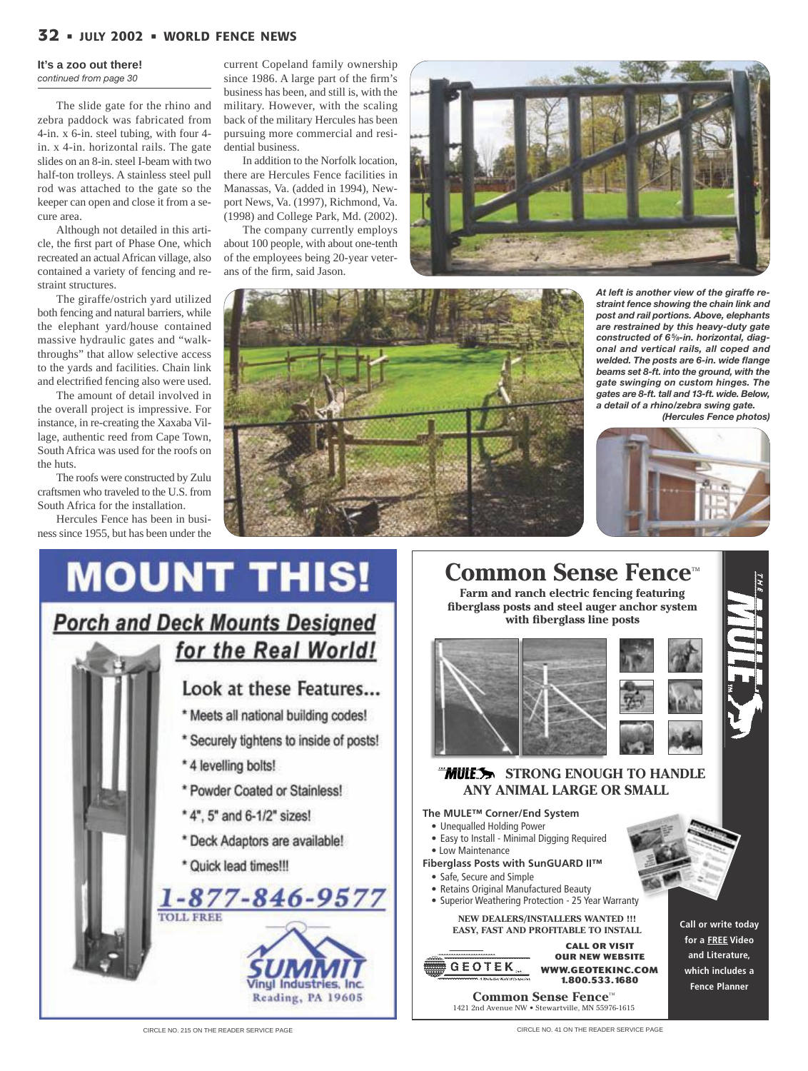**It's a zoo out there!**
*continued from page 30*

The slide gate for the rhino and zebra paddock was fabricated from 4-in. x 6-in. steel tubing, with four 4-in. x 4-in. horizontal rails. The gate slides on an 8-in. steel I-beam with two half-ton trolleys. A stainless steel pull rod was attached to the gate so the keeper can open and close it from a secure area.

Although not detailed in this article, the first part of Phase One, which recreated an actual African village, also contained a variety of fencing and restraint structures.

The giraffe/ostrich yard utilized both fencing and natural barriers, while the elephant yard/house contained massive hydraulic gates and "walk-throughs" that allow selective access to the yards and facilities. Chain link and electrified fencing also were used.

The amount of detail involved in the overall project is impressive. For instance, in re-creating the Xaxaba Village, authentic reed from Cape Town, South Africa was used for the roofs on the huts.

The roofs were constructed by Zulu craftsmen who traveled to the U.S. from South Africa for the installation.

Hercules Fence has been in business since 1955, but has been under the current Copeland family ownership since 1986. A large part of the firm's business has been, and still is, with the military. However, with the scaling back of the military Hercules has been pursuing more commercial and residential business.

In addition to the Norfolk location, there are Hercules Fence facilities in Manassas, Va. (added in 1994), Newport News, Va. (1997), Richmond, Va. (1998) and College Park, Md. (2002).

The company currently employs about 100 people, with about one-tenth of the employees being 20-year veterans of the firm, said Jason.

*At left is another view of the giraffe restraint fence showing the chain link and post and rail portions. Above, elephants are restrained by this heavy-duty gate constructed of 6⅝-in. horizontal, diagonal and vertical rails, all coped and welded. The posts are 6-in. wide flange beams set 8-ft. into the ground, with the gate swinging on custom hinges. The gates are 8-ft. tall and 13-ft. wide. Below, a detail of a rhino/zebra swing gate.*
*(Hercules Fence photos)*

# MOUNT THIS!

## Porch and Deck Mounts Designed for the Real World!

Look at these Features...

* Meets all national building codes!
* Securely tightens to inside of posts!
* 4 levelling bolts!
* Powder Coated or Stainless!
* 4", 5" and 6-1/2" sizes!
* Deck Adaptors are available!
* Quick lead times!!!

1-877-846-9577
TOLL FREE

SUMMIT
Vinyl Industries, Inc.
Reading, PA 19605

CIRCLE NO. 215 ON THE READER SERVICE PAGE

# Common Sense Fence™

**Farm and ranch electric fencing featuring fiberglass posts and steel auger anchor system with fiberglass line posts**

THE MULE™

**MULE STRONG ENOUGH TO HANDLE ANY ANIMAL LARGE OR SMALL**

**The MULE™ Corner/End System**
- Unequalled Holding Power
- Easy to Install - Minimal Digging Required
- Low Maintenance

**Fiberglass Posts with SunGUARD II™**
- Safe, Secure and Simple
- Retains Original Manufactured Beauty
- Superior Weathering Protection - 25 Year Warranty

**NEW DEALERS/INSTALLERS WANTED !!!
EASY, FAST AND PROFITABLE TO INSTALL**

GEOTEK

**CALL OR VISIT OUR NEW WEBSITE
WWW.GEOTEKINC.COM
1.800.533.1680**

**Call or write today for a FREE Video and Literature, which includes a Fence Planner**

**Common Sense Fence™**
1421 2nd Avenue NW • Stewartville, MN 55976-1615

CIRCLE NO. 41 ON THE READER SERVICE PAGE